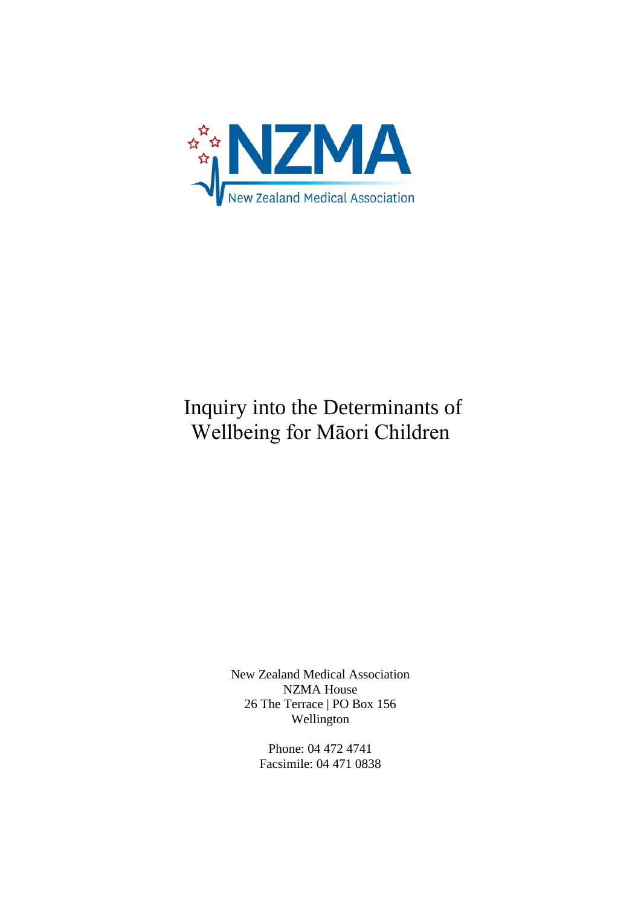NZMA

New Zealand Medical Association

# Inquiry into the Determinants of Wellbeing for Māori Children

New Zealand Medical Association
NZMA House
26 The Terrace | PO Box 156
Wellington

Phone: 04 472 4741
Facsimile: 04 471 0838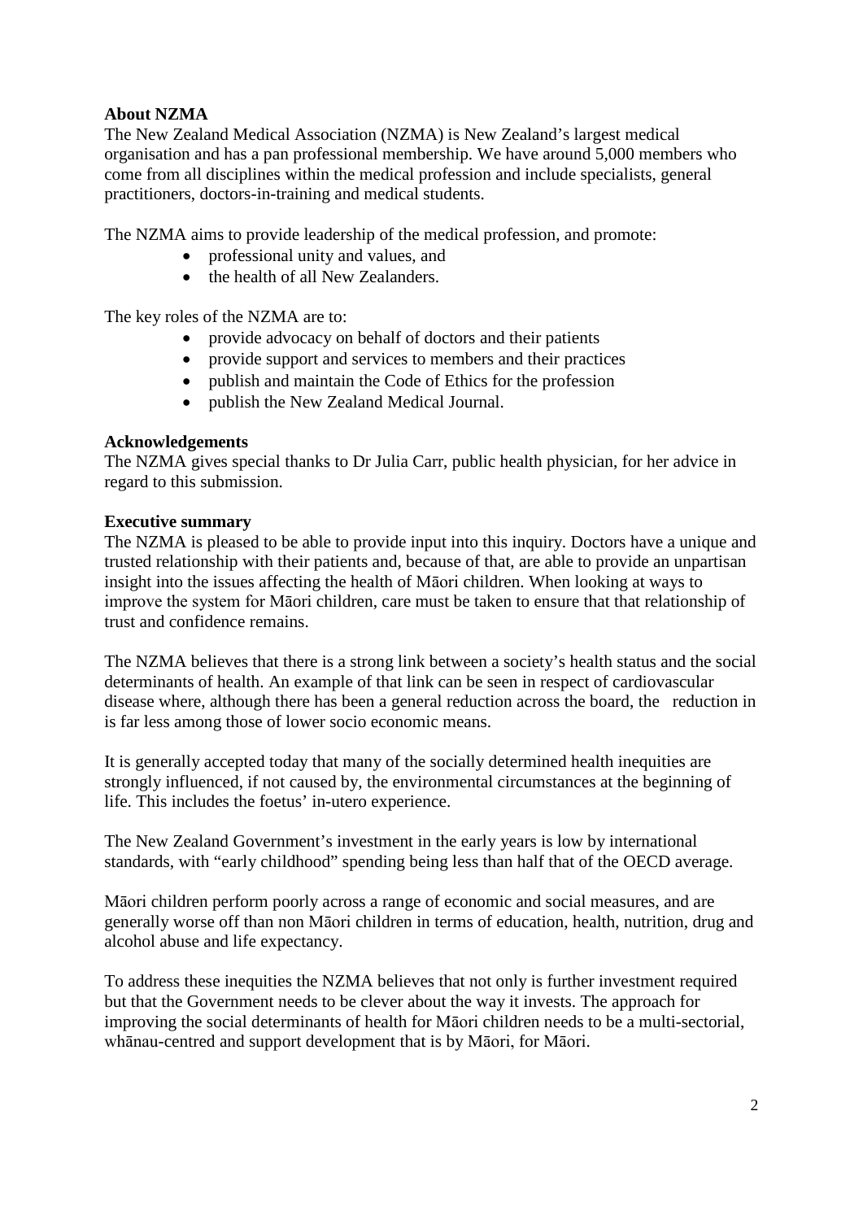**About NZMA**
The New Zealand Medical Association (NZMA) is New Zealand's largest medical organisation and has a pan professional membership. We have around 5,000 members who come from all disciplines within the medical profession and include specialists, general practitioners, doctors-in-training and medical students.

The NZMA aims to provide leadership of the medical profession, and promote:

- professional unity and values, and
- the health of all New Zealanders.

The key roles of the NZMA are to:

- provide advocacy on behalf of doctors and their patients
- provide support and services to members and their practices
- publish and maintain the Code of Ethics for the profession
- publish the New Zealand Medical Journal.

**Acknowledgements**
The NZMA gives special thanks to Dr Julia Carr, public health physician, for her advice in regard to this submission.

**Executive summary**
The NZMA is pleased to be able to provide input into this inquiry. Doctors have a unique and trusted relationship with their patients and, because of that, are able to provide an unpartisan insight into the issues affecting the health of Māori children. When looking at ways to improve the system for Māori children, care must be taken to ensure that that relationship of trust and confidence remains.

The NZMA believes that there is a strong link between a society's health status and the social determinants of health. An example of that link can be seen in respect of cardiovascular disease where, although there has been a general reduction across the board, the reduction in is far less among those of lower socio economic means.

It is generally accepted today that many of the socially determined health inequities are strongly influenced, if not caused by, the environmental circumstances at the beginning of life. This includes the foetus' in-utero experience.

The New Zealand Government's investment in the early years is low by international standards, with "early childhood" spending being less than half that of the OECD average.

Māori children perform poorly across a range of economic and social measures, and are generally worse off than non Māori children in terms of education, health, nutrition, drug and alcohol abuse and life expectancy.

To address these inequities the NZMA believes that not only is further investment required but that the Government needs to be clever about the way it invests. The approach for improving the social determinants of health for Māori children needs to be a multi-sectorial, whānau-centred and support development that is by Māori, for Māori.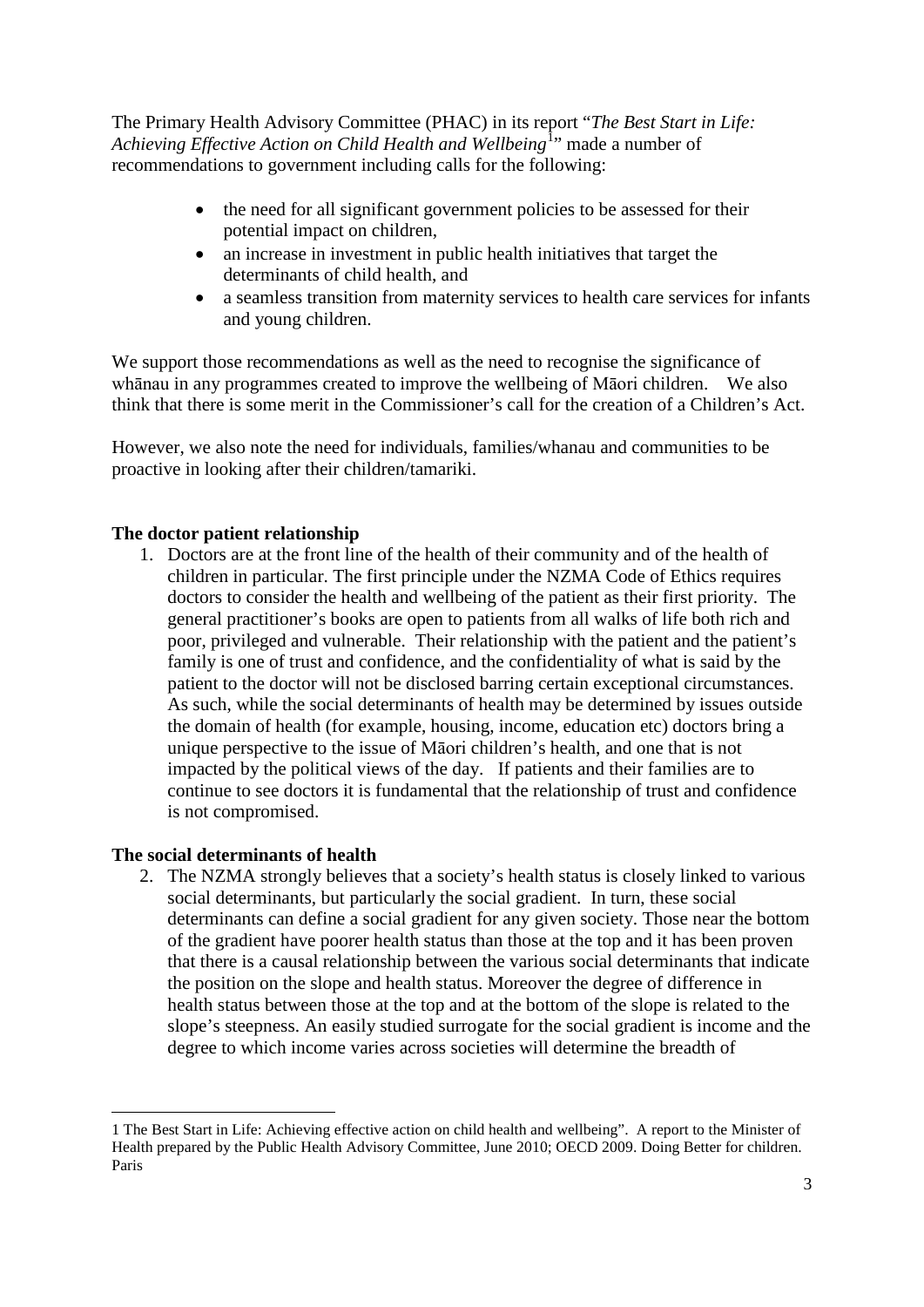The Primary Health Advisory Committee (PHAC) in its report "*The Best Start in Life: Achieving Effective Action on Child Health and Wellbeing*[1]" made a number of recommendations to government including calls for the following:

- the need for all significant government policies to be assessed for their potential impact on children,
- an increase in investment in public health initiatives that target the determinants of child health, and
- a seamless transition from maternity services to health care services for infants and young children.

We support those recommendations as well as the need to recognise the significance of whānau in any programmes created to improve the wellbeing of Māori children. We also think that there is some merit in the Commissioner's call for the creation of a Children's Act.

However, we also note the need for individuals, families/whanau and communities to be proactive in looking after their children/tamariki.

**The doctor patient relationship**

1. Doctors are at the front line of the health of their community and of the health of children in particular. The first principle under the NZMA Code of Ethics requires doctors to consider the health and wellbeing of the patient as their first priority. The general practitioner's books are open to patients from all walks of life both rich and poor, privileged and vulnerable. Their relationship with the patient and the patient's family is one of trust and confidence, and the confidentiality of what is said by the patient to the doctor will not be disclosed barring certain exceptional circumstances. As such, while the social determinants of health may be determined by issues outside the domain of health (for example, housing, income, education etc) doctors bring a unique perspective to the issue of Māori children's health, and one that is not impacted by the political views of the day. If patients and their families are to continue to see doctors it is fundamental that the relationship of trust and confidence is not compromised.

**The social determinants of health**

2. The NZMA strongly believes that a society's health status is closely linked to various social determinants, but particularly the social gradient. In turn, these social determinants can define a social gradient for any given society. Those near the bottom of the gradient have poorer health status than those at the top and it has been proven that there is a causal relationship between the various social determinants that indicate the position on the slope and health status. Moreover the degree of difference in health status between those at the top and at the bottom of the slope is related to the slope's steepness. An easily studied surrogate for the social gradient is income and the degree to which income varies across societies will determine the breadth of

---

1 The Best Start in Life: Achieving effective action on child health and wellbeing". A report to the Minister of Health prepared by the Public Health Advisory Committee, June 2010; OECD 2009. Doing Better for children. Paris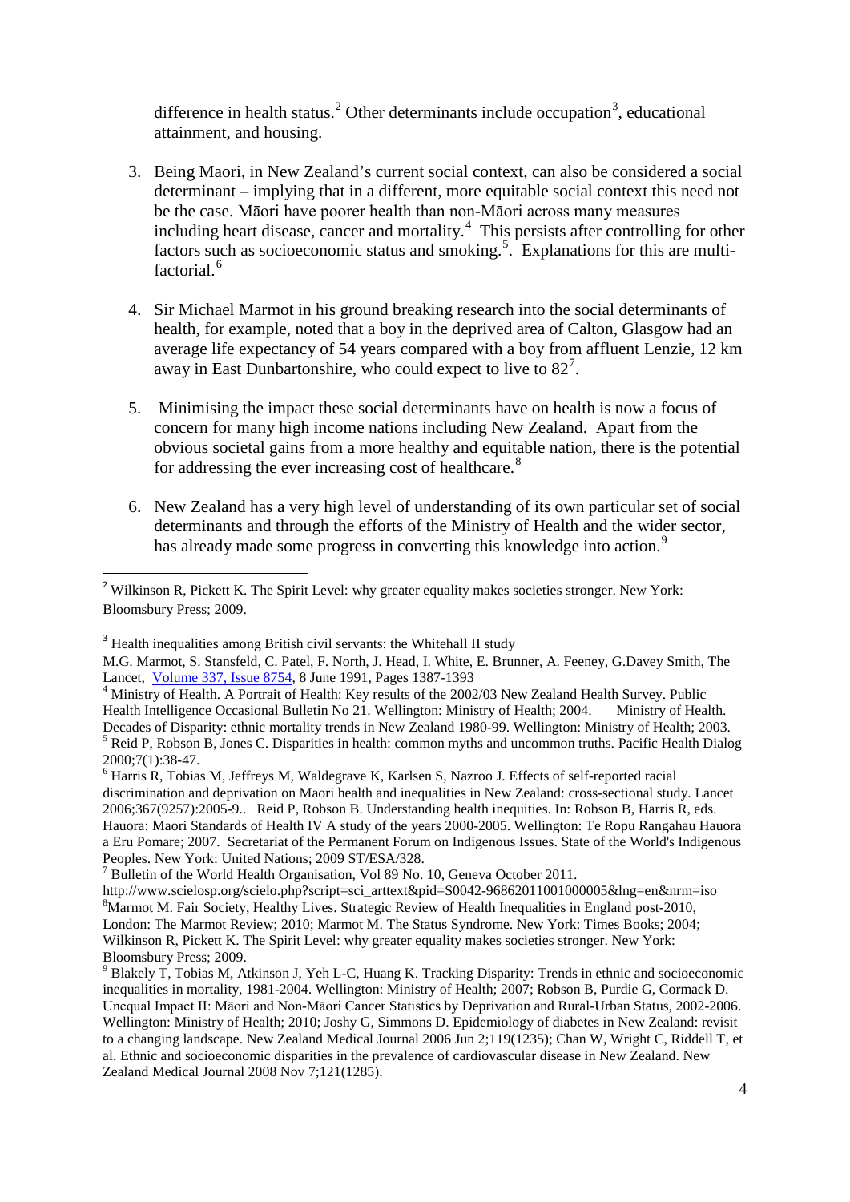difference in health status.[2] Other determinants include occupation[3], educational attainment, and housing.

3. Being Maori, in New Zealand's current social context, can also be considered a social determinant – implying that in a different, more equitable social context this need not be the case. Māori have poorer health than non-Māori across many measures including heart disease, cancer and mortality.[4] This persists after controlling for other factors such as socioeconomic status and smoking.[5]. Explanations for this are multi-factorial.[6]

4. Sir Michael Marmot in his ground breaking research into the social determinants of health, for example, noted that a boy in the deprived area of Calton, Glasgow had an average life expectancy of 54 years compared with a boy from affluent Lenzie, 12 km away in East Dunbartonshire, who could expect to live to 82[7].

5. Minimising the impact these social determinants have on health is now a focus of concern for many high income nations including New Zealand. Apart from the obvious societal gains from a more healthy and equitable nation, there is the potential for addressing the ever increasing cost of healthcare.[8]

6. New Zealand has a very high level of understanding of its own particular set of social determinants and through the efforts of the Ministry of Health and the wider sector, has already made some progress in converting this knowledge into action.[9]

---

[2] Wilkinson R, Pickett K. The Spirit Level: why greater equality makes societies stronger. New York: Bloomsbury Press; 2009.

[3] Health inequalities among British civil servants: the Whitehall II study
M.G. Marmot, S. Stansfeld, C. Patel, F. North, J. Head, I. White, E. Brunner, A. Feeney, G.Davey Smith, The Lancet, Volume 337, Issue 8754, 8 June 1991, Pages 1387-1393

[4] Ministry of Health. A Portrait of Health: Key results of the 2002/03 New Zealand Health Survey. Public Health Intelligence Occasional Bulletin No 21. Wellington: Ministry of Health; 2004. Ministry of Health. Decades of Disparity: ethnic mortality trends in New Zealand 1980-99. Wellington: Ministry of Health; 2003.

[5] Reid P, Robson B, Jones C. Disparities in health: common myths and uncommon truths. Pacific Health Dialog 2000;7(1):38-47.

[6] Harris R, Tobias M, Jeffreys M, Waldegrave K, Karlsen S, Nazroo J. Effects of self-reported racial discrimination and deprivation on Maori health and inequalities in New Zealand: cross-sectional study. Lancet 2006;367(9257):2005-9.. Reid P, Robson B. Understanding health inequities. In: Robson B, Harris R, eds. Hauora: Maori Standards of Health IV A study of the years 2000-2005. Wellington: Te Ropu Rangahau Hauora a Eru Pomare; 2007. Secretariat of the Permanent Forum on Indigenous Issues. State of the World's Indigenous Peoples. New York: United Nations; 2009 ST/ESA/328.

[7] Bulletin of the World Health Organisation, Vol 89 No. 10, Geneva October 2011.
http://www.scielosp.org/scielo.php?script=sci_arttext&pid=S0042-96862011001000005&lng=en&nrm=iso

[8] Marmot M. Fair Society, Healthy Lives. Strategic Review of Health Inequalities in England post-2010, London: The Marmot Review; 2010; Marmot M. The Status Syndrome. New York: Times Books; 2004; Wilkinson R, Pickett K. The Spirit Level: why greater equality makes societies stronger. New York: Bloomsbury Press; 2009.

[9] Blakely T, Tobias M, Atkinson J, Yeh L-C, Huang K. Tracking Disparity: Trends in ethnic and socioeconomic inequalities in mortality, 1981-2004. Wellington: Ministry of Health; 2007; Robson B, Purdie G, Cormack D. Unequal Impact II: Māori and Non-Māori Cancer Statistics by Deprivation and Rural-Urban Status, 2002-2006. Wellington: Ministry of Health; 2010; Joshy G, Simmons D. Epidemiology of diabetes in New Zealand: revisit to a changing landscape. New Zealand Medical Journal 2006 Jun 2;119(1235); Chan W, Wright C, Riddell T, et al. Ethnic and socioeconomic disparities in the prevalence of cardiovascular disease in New Zealand. New Zealand Medical Journal 2008 Nov 7;121(1285).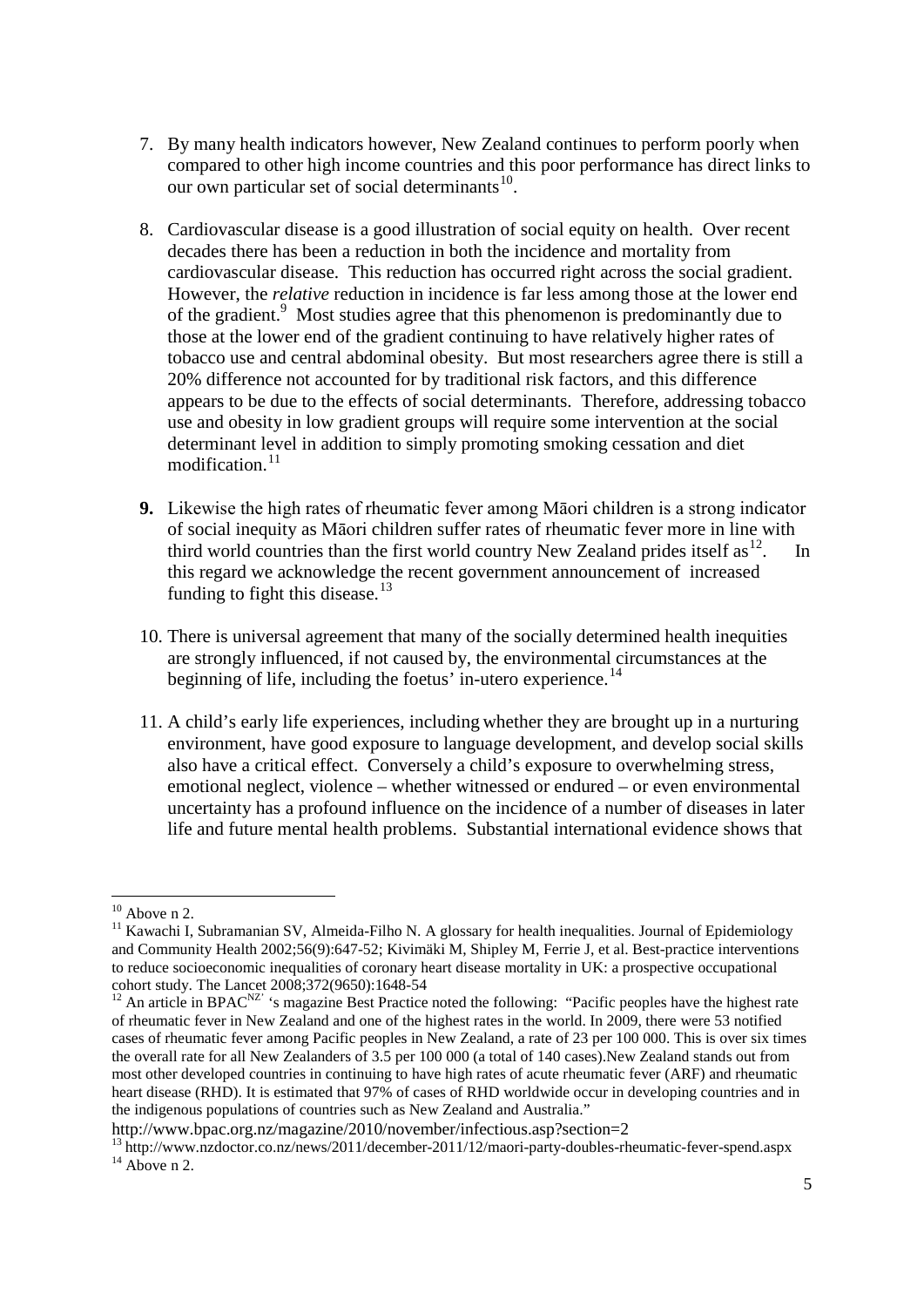7. By many health indicators however, New Zealand continues to perform poorly when compared to other high income countries and this poor performance has direct links to our own particular set of social determinants[10].

8. Cardiovascular disease is a good illustration of social equity on health. Over recent decades there has been a reduction in both the incidence and mortality from cardiovascular disease. This reduction has occurred right across the social gradient. However, the *relative* reduction in incidence is far less among those at the lower end of the gradient.[9] Most studies agree that this phenomenon is predominantly due to those at the lower end of the gradient continuing to have relatively higher rates of tobacco use and central abdominal obesity. But most researchers agree there is still a 20% difference not accounted for by traditional risk factors, and this difference appears to be due to the effects of social determinants. Therefore, addressing tobacco use and obesity in low gradient groups will require some intervention at the social determinant level in addition to simply promoting smoking cessation and diet modification.[11]

**9.** Likewise the high rates of rheumatic fever among Māori children is a strong indicator of social inequity as Māori children suffer rates of rheumatic fever more in line with third world countries than the first world country New Zealand prides itself as[12]. In this regard we acknowledge the recent government announcement of increased funding to fight this disease.[13]

10. There is universal agreement that many of the socially determined health inequities are strongly influenced, if not caused by, the environmental circumstances at the beginning of life, including the foetus' in-utero experience.[14]

11. A child's early life experiences, including whether they are brought up in a nurturing environment, have good exposure to language development, and develop social skills also have a critical effect. Conversely a child's exposure to overwhelming stress, emotional neglect, violence – whether witnessed or endured – or even environmental uncertainty has a profound influence on the incidence of a number of diseases in later life and future mental health problems. Substantial international evidence shows that

---

[10] Above n 2.

[11] Kawachi I, Subramanian SV, Almeida-Filho N. A glossary for health inequalities. Journal of Epidemiology and Community Health 2002;56(9):647-52; Kivimäki M, Shipley M, Ferrie J, et al. Best-practice interventions to reduce socioeconomic inequalities of coronary heart disease mortality in UK: a prospective occupational cohort study. The Lancet 2008;372(9650):1648-54

[12] An article in BPAC[NZ]'s magazine Best Practice noted the following: "Pacific peoples have the highest rate of rheumatic fever in New Zealand and one of the highest rates in the world. In 2009, there were 53 notified cases of rheumatic fever among Pacific peoples in New Zealand, a rate of 23 per 100 000. This is over six times the overall rate for all New Zealanders of 3.5 per 100 000 (a total of 140 cases).New Zealand stands out from most other developed countries in continuing to have high rates of acute rheumatic fever (ARF) and rheumatic heart disease (RHD). It is estimated that 97% of cases of RHD worldwide occur in developing countries and in the indigenous populations of countries such as New Zealand and Australia."
http://www.bpac.org.nz/magazine/2010/november/infectious.asp?section=2

[13] http://www.nzdoctor.co.nz/news/2011/december-2011/12/maori-party-doubles-rheumatic-fever-spend.aspx

[14] Above n 2.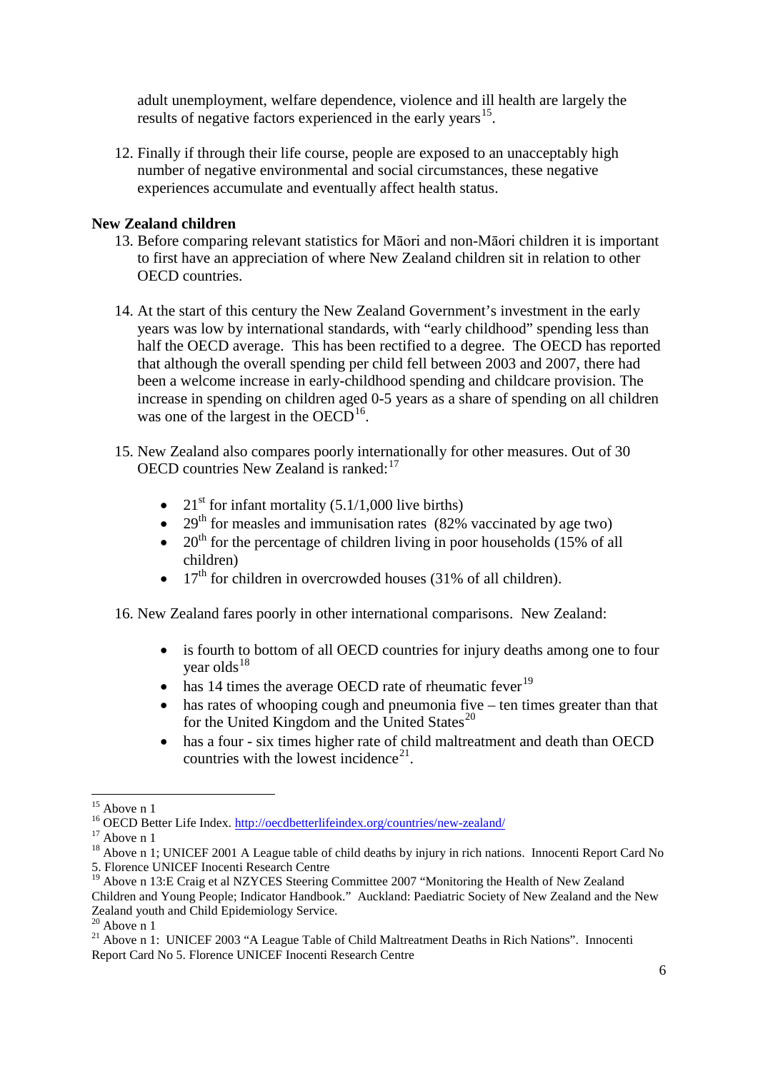adult unemployment, welfare dependence, violence and ill health are largely the results of negative factors experienced in the early years[15].

12. Finally if through their life course, people are exposed to an unacceptably high number of negative environmental and social circumstances, these negative experiences accumulate and eventually affect health status.

**New Zealand children**

13. Before comparing relevant statistics for Māori and non-Māori children it is important to first have an appreciation of where New Zealand children sit in relation to other OECD countries.

14. At the start of this century the New Zealand Government's investment in the early years was low by international standards, with "early childhood" spending less than half the OECD average. This has been rectified to a degree. The OECD has reported that although the overall spending per child fell between 2003 and 2007, there had been a welcome increase in early-childhood spending and childcare provision. The increase in spending on children aged 0-5 years as a share of spending on all children was one of the largest in the OECD[16].

15. New Zealand also compares poorly internationally for other measures. Out of 30 OECD countries New Zealand is ranked:[17]

    - 21st for infant mortality (5.1/1,000 live births)
    - 29th for measles and immunisation rates (82% vaccinated by age two)
    - 20th for the percentage of children living in poor households (15% of all children)
    - 17th for children in overcrowded houses (31% of all children).

16. New Zealand fares poorly in other international comparisons. New Zealand:

    - is fourth to bottom of all OECD countries for injury deaths among one to four year olds[18]
    - has 14 times the average OECD rate of rheumatic fever[19]
    - has rates of whooping cough and pneumonia five – ten times greater than that for the United Kingdom and the United States[20]
    - has a four - six times higher rate of child maltreatment and death than OECD countries with the lowest incidence[21].

---

[15] Above n 1

[16] OECD Better Life Index. http://oecdbetterlifeindex.org/countries/new-zealand/

[17] Above n 1

[18] Above n 1; UNICEF 2001 A League table of child deaths by injury in rich nations. Innocenti Report Card No 5. Florence UNICEF Inocenti Research Centre

[19] Above n 13:E Craig et al NZYCES Steering Committee 2007 "Monitoring the Health of New Zealand Children and Young People; Indicator Handbook." Auckland: Paediatric Society of New Zealand and the New Zealand youth and Child Epidemiology Service.

[20] Above n 1

[21] Above n 1: UNICEF 2003 "A League Table of Child Maltreatment Deaths in Rich Nations". Innocenti Report Card No 5. Florence UNICEF Inocenti Research Centre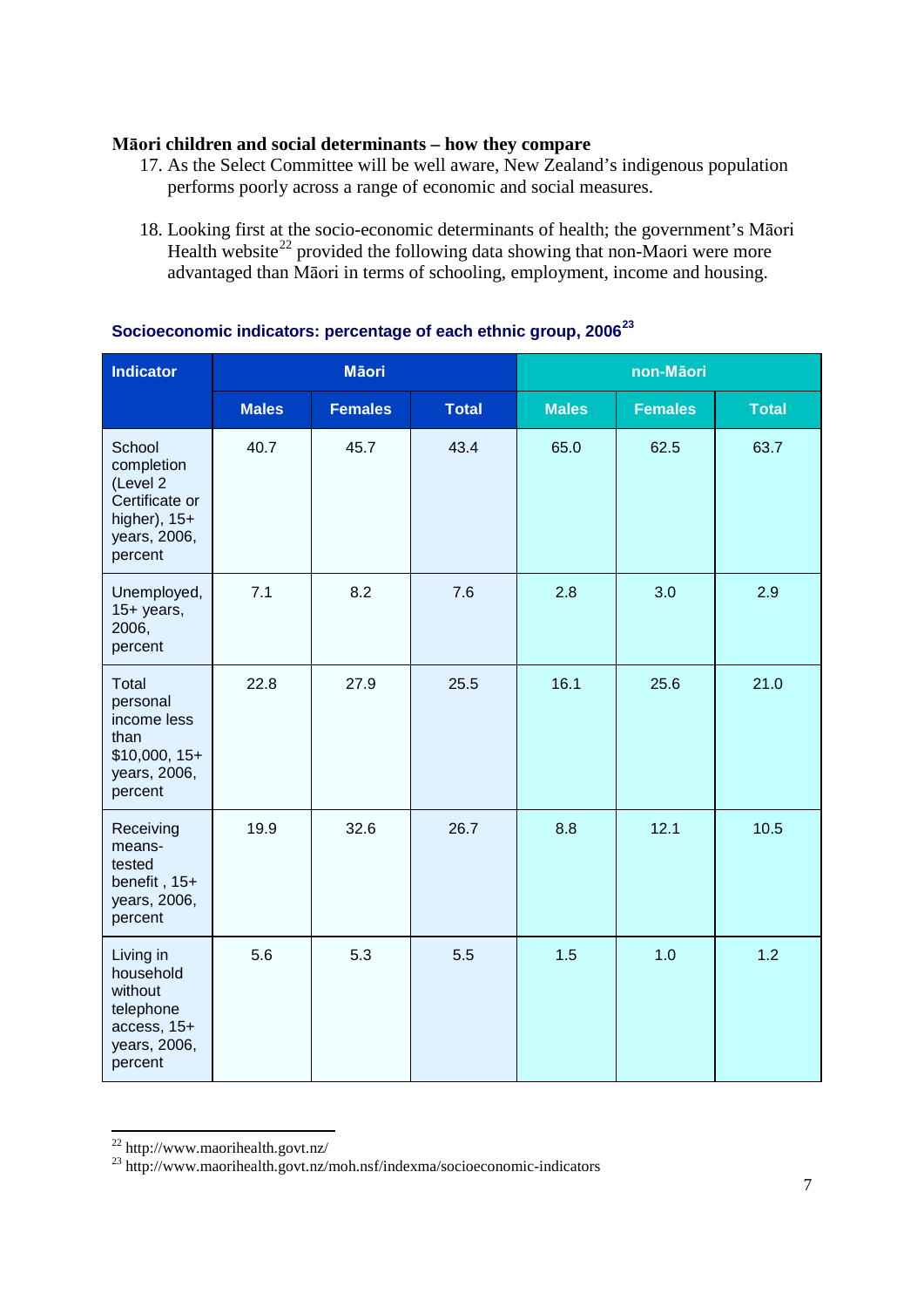**Māori children and social determinants – how they compare**

17. As the Select Committee will be well aware, New Zealand's indigenous population performs poorly across a range of economic and social measures.

18. Looking first at the socio-economic determinants of health; the government's Māori Health website[22] provided the following data showing that non-Maori were more advantaged than Māori in terms of schooling, employment, income and housing.

**Socioeconomic indicators: percentage of each ethnic group, 2006**[23]

| Indicator | Māori | | | non-Māori | | |
|---|---|---|---|---|---|---|
| | Males | Females | Total | Males | Females | Total |
| School completion (Level 2 Certificate or higher), 15+ years, 2006, percent | 40.7 | 45.7 | 43.4 | 65.0 | 62.5 | 63.7 |
| Unemployed, 15+ years, 2006, percent | 7.1 | 8.2 | 7.6 | 2.8 | 3.0 | 2.9 |
| Total personal income less than $10,000, 15+ years, 2006, percent | 22.8 | 27.9 | 25.5 | 16.1 | 25.6 | 21.0 |
| Receiving means-tested benefit , 15+ years, 2006, percent | 19.9 | 32.6 | 26.7 | 8.8 | 12.1 | 10.5 |
| Living in household without telephone access, 15+ years, 2006, percent | 5.6 | 5.3 | 5.5 | 1.5 | 1.0 | 1.2 |

---

[22] http://www.maorihealth.govt.nz/

[23] http://www.maorihealth.govt.nz/moh.nsf/indexma/socioeconomic-indicators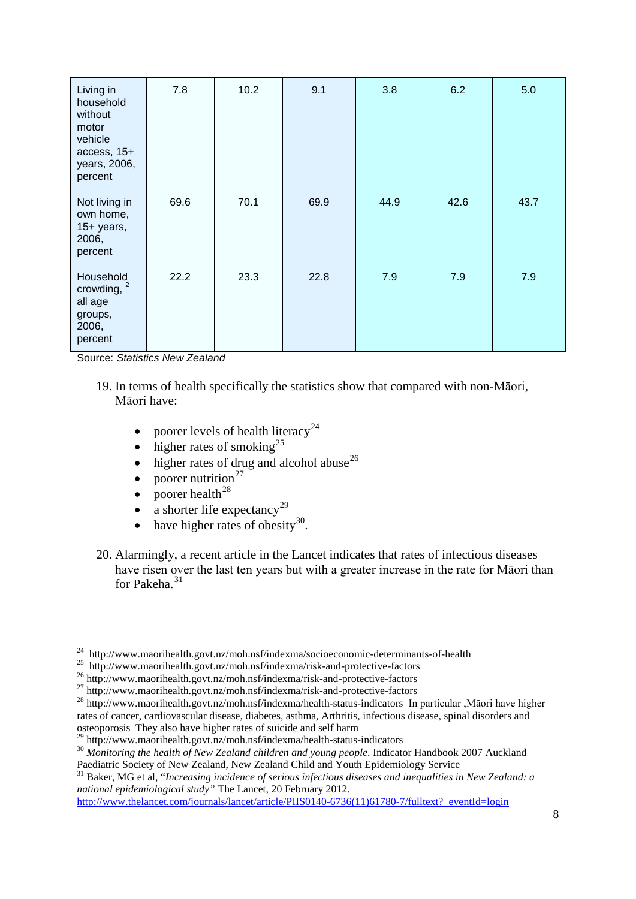| | | | | | | |
|---|---|---|---|---|---|---|
| Living in household without motor vehicle access, 15+ years, 2006, percent | 7.8 | 10.2 | 9.1 | 3.8 | 6.2 | 5.0 |
| Not living in own home, 15+ years, 2006, percent | 69.6 | 70.1 | 69.9 | 44.9 | 42.6 | 43.7 |
| Household crowding, [2] all age groups, 2006, percent | 22.2 | 23.3 | 22.8 | 7.9 | 7.9 | 7.9 |

Source: *Statistics New Zealand*

19. In terms of health specifically the statistics show that compared with non-Māori, Māori have:

    - poorer levels of health literacy[24]
    - higher rates of smoking[25]
    - higher rates of drug and alcohol abuse[26]
    - poorer nutrition[27]
    - poorer health[28]
    - a shorter life expectancy[29]
    - have higher rates of obesity[30].

20. Alarmingly, a recent article in the Lancet indicates that rates of infectious diseases have risen over the last ten years but with a greater increase in the rate for Māori than for Pakeha.[31]

---

[24] http://www.maorihealth.govt.nz/moh.nsf/indexma/socioeconomic-determinants-of-health

[25] http://www.maorihealth.govt.nz/moh.nsf/indexma/risk-and-protective-factors

[26] http://www.maorihealth.govt.nz/moh.nsf/indexma/risk-and-protective-factors

[27] http://www.maorihealth.govt.nz/moh.nsf/indexma/risk-and-protective-factors

[28] http://www.maorihealth.govt.nz/moh.nsf/indexma/health-status-indicators In particular ,Māori have higher rates of cancer, cardiovascular disease, diabetes, asthma, Arthritis, infectious disease, spinal disorders and osteoporosis They also have higher rates of suicide and self harm

[29] http://www.maorihealth.govt.nz/moh.nsf/indexma/health-status-indicators

[30] *Monitoring the health of New Zealand children and young people.* Indicator Handbook 2007 Auckland Paediatric Society of New Zealand, New Zealand Child and Youth Epidemiology Service

[31] Baker, MG et al, "*Increasing incidence of serious infectious diseases and inequalities in New Zealand: a national epidemiological study*" The Lancet, 20 February 2012. http://www.thelancet.com/journals/lancet/article/PIIS0140-6736(11)61780-7/fulltext?_eventId=login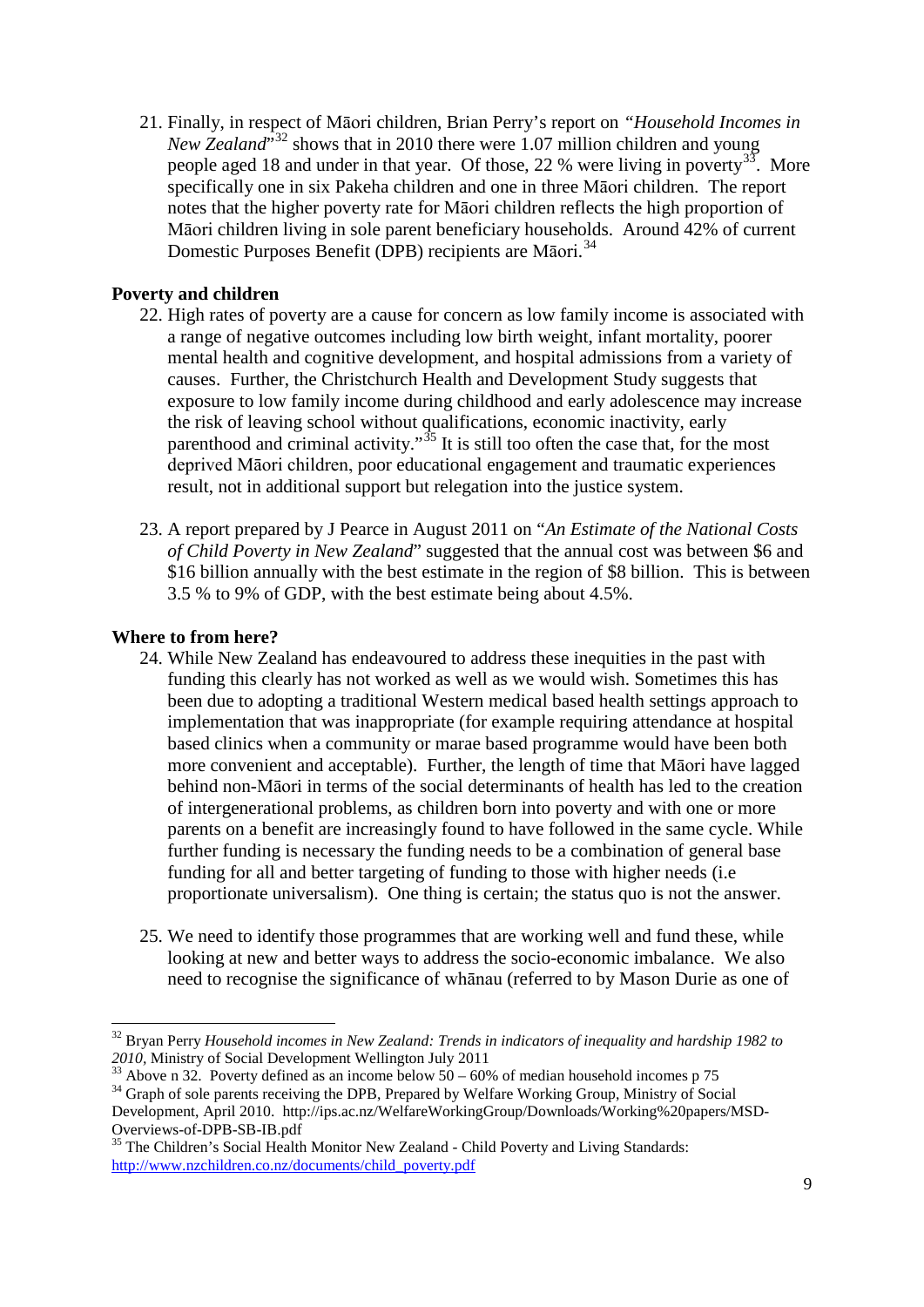21. Finally, in respect of Māori children, Brian Perry's report on *"Household Incomes in New Zealand"*[32] shows that in 2010 there were 1.07 million children and young people aged 18 and under in that year. Of those, 22 % were living in poverty[33]. More specifically one in six Pakeha children and one in three Māori children. The report notes that the higher poverty rate for Māori children reflects the high proportion of Māori children living in sole parent beneficiary households. Around 42% of current Domestic Purposes Benefit (DPB) recipients are Māori.[34]

**Poverty and children**

22. High rates of poverty are a cause for concern as low family income is associated with a range of negative outcomes including low birth weight, infant mortality, poorer mental health and cognitive development, and hospital admissions from a variety of causes. Further, the Christchurch Health and Development Study suggests that exposure to low family income during childhood and early adolescence may increase the risk of leaving school without qualifications, economic inactivity, early parenthood and criminal activity."[35] It is still too often the case that, for the most deprived Māori children, poor educational engagement and traumatic experiences result, not in additional support but relegation into the justice system.

23. A report prepared by J Pearce in August 2011 on "*An Estimate of the National Costs of Child Poverty in New Zealand*" suggested that the annual cost was between $6 and $16 billion annually with the best estimate in the region of $8 billion. This is between 3.5 % to 9% of GDP, with the best estimate being about 4.5%.

**Where to from here?**

24. While New Zealand has endeavoured to address these inequities in the past with funding this clearly has not worked as well as we would wish. Sometimes this has been due to adopting a traditional Western medical based health settings approach to implementation that was inappropriate (for example requiring attendance at hospital based clinics when a community or marae based programme would have been both more convenient and acceptable). Further, the length of time that Māori have lagged behind non-Māori in terms of the social determinants of health has led to the creation of intergenerational problems, as children born into poverty and with one or more parents on a benefit are increasingly found to have followed in the same cycle. While further funding is necessary the funding needs to be a combination of general base funding for all and better targeting of funding to those with higher needs (i.e proportionate universalism). One thing is certain; the status quo is not the answer.

25. We need to identify those programmes that are working well and fund these, while looking at new and better ways to address the socio-economic imbalance. We also need to recognise the significance of whānau (referred to by Mason Durie as one of

---

[32] Bryan Perry *Household incomes in New Zealand: Trends in indicators of inequality and hardship 1982 to 2010*, Ministry of Social Development Wellington July 2011

[33] Above n 32. Poverty defined as an income below 50 – 60% of median household incomes p 75

[34] Graph of sole parents receiving the DPB, Prepared by Welfare Working Group, Ministry of Social Development, April 2010. http://ips.ac.nz/WelfareWorkingGroup/Downloads/Working%20papers/MSD-Overviews-of-DPB-SB-IB.pdf

[35] The Children's Social Health Monitor New Zealand - Child Poverty and Living Standards: http://www.nzchildren.co.nz/documents/child_poverty.pdf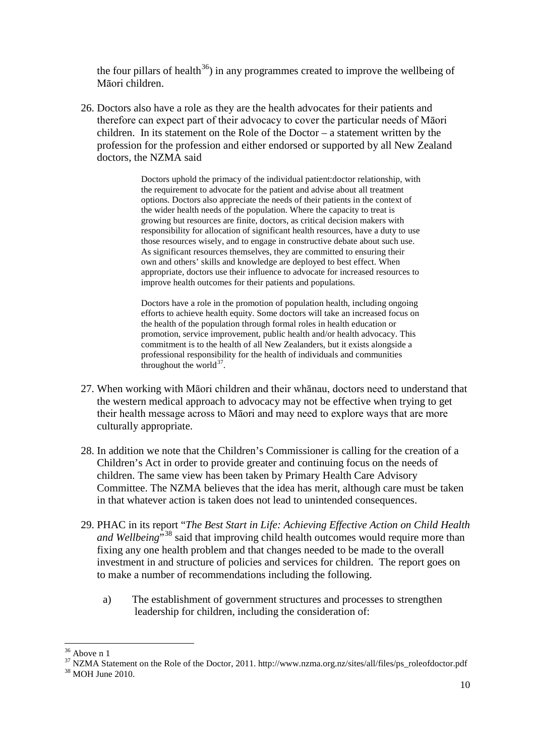the four pillars of health[36]) in any programmes created to improve the wellbeing of Māori children.

26. Doctors also have a role as they are the health advocates for their patients and therefore can expect part of their advocacy to cover the particular needs of Māori children. In its statement on the Role of the Doctor – a statement written by the profession for the profession and either endorsed or supported by all New Zealand doctors, the NZMA said

> Doctors uphold the primacy of the individual patient:doctor relationship, with the requirement to advocate for the patient and advise about all treatment options. Doctors also appreciate the needs of their patients in the context of the wider health needs of the population. Where the capacity to treat is growing but resources are finite, doctors, as critical decision makers with responsibility for allocation of significant health resources, have a duty to use those resources wisely, and to engage in constructive debate about such use. As significant resources themselves, they are committed to ensuring their own and others' skills and knowledge are deployed to best effect. When appropriate, doctors use their influence to advocate for increased resources to improve health outcomes for their patients and populations.
>
> Doctors have a role in the promotion of population health, including ongoing efforts to achieve health equity. Some doctors will take an increased focus on the health of the population through formal roles in health education or promotion, service improvement, public health and/or health advocacy. This commitment is to the health of all New Zealanders, but it exists alongside a professional responsibility for the health of individuals and communities throughout the world[37].

27. When working with Māori children and their whānau, doctors need to understand that the western medical approach to advocacy may not be effective when trying to get their health message across to Māori and may need to explore ways that are more culturally appropriate.

28. In addition we note that the Children's Commissioner is calling for the creation of a Children's Act in order to provide greater and continuing focus on the needs of children. The same view has been taken by Primary Health Care Advisory Committee. The NZMA believes that the idea has merit, although care must be taken in that whatever action is taken does not lead to unintended consequences.

29. PHAC in its report "*The Best Start in Life: Achieving Effective Action on Child Health and Wellbeing*"[38] said that improving child health outcomes would require more than fixing any one health problem and that changes needed to be made to the overall investment in and structure of policies and services for children. The report goes on to make a number of recommendations including the following.

    a) The establishment of government structures and processes to strengthen leadership for children, including the consideration of:

---

[36] Above n 1

[37] NZMA Statement on the Role of the Doctor, 2011. http://www.nzma.org.nz/sites/all/files/ps_roleofdoctor.pdf

[38] MOH June 2010.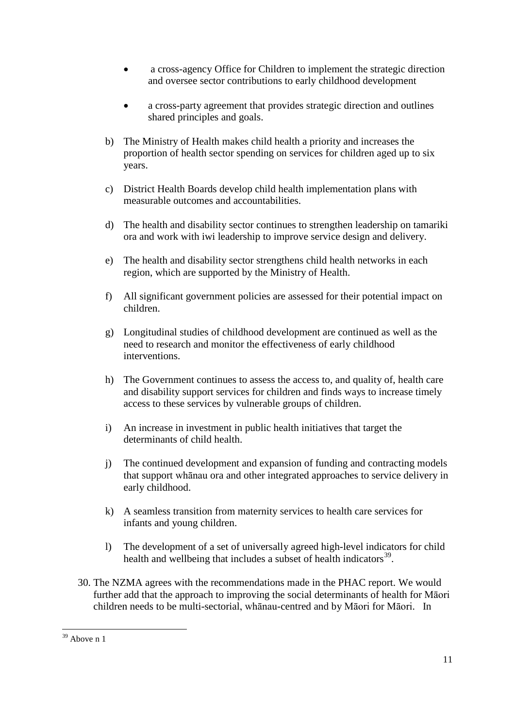- a cross-agency Office for Children to implement the strategic direction and oversee sector contributions to early childhood development

- a cross-party agreement that provides strategic direction and outlines shared principles and goals.

b) The Ministry of Health makes child health a priority and increases the proportion of health sector spending on services for children aged up to six years.

c) District Health Boards develop child health implementation plans with measurable outcomes and accountabilities.

d) The health and disability sector continues to strengthen leadership on tamariki ora and work with iwi leadership to improve service design and delivery.

e) The health and disability sector strengthens child health networks in each region, which are supported by the Ministry of Health.

f) All significant government policies are assessed for their potential impact on children.

g) Longitudinal studies of childhood development are continued as well as the need to research and monitor the effectiveness of early childhood interventions.

h) The Government continues to assess the access to, and quality of, health care and disability support services for children and finds ways to increase timely access to these services by vulnerable groups of children.

i) An increase in investment in public health initiatives that target the determinants of child health.

j) The continued development and expansion of funding and contracting models that support whānau ora and other integrated approaches to service delivery in early childhood.

k) A seamless transition from maternity services to health care services for infants and young children.

l) The development of a set of universally agreed high-level indicators for child health and wellbeing that includes a subset of health indicators[39].

30. The NZMA agrees with the recommendations made in the PHAC report. We would further add that the approach to improving the social determinants of health for Māori children needs to be multi-sectorial, whānau-centred and by Māori for Māori. In

---

[39] Above n 1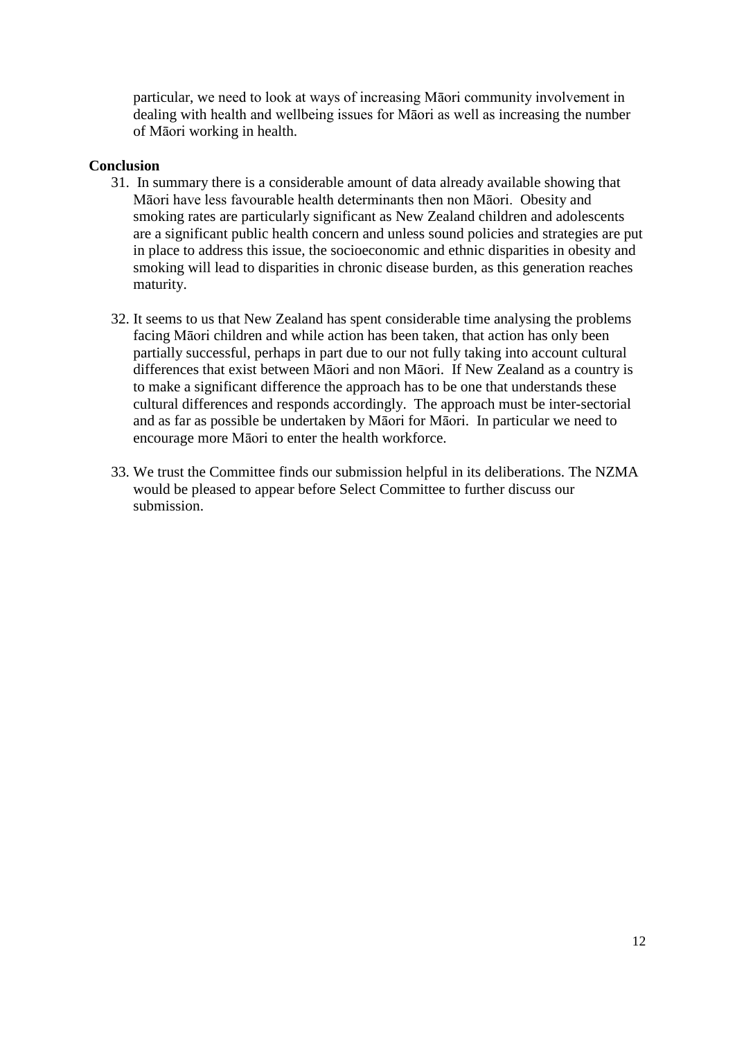particular, we need to look at ways of increasing Māori community involvement in dealing with health and wellbeing issues for Māori as well as increasing the number of Māori working in health.

**Conclusion**

31. In summary there is a considerable amount of data already available showing that Māori have less favourable health determinants then non Māori. Obesity and smoking rates are particularly significant as New Zealand children and adolescents are a significant public health concern and unless sound policies and strategies are put in place to address this issue, the socioeconomic and ethnic disparities in obesity and smoking will lead to disparities in chronic disease burden, as this generation reaches maturity.

32. It seems to us that New Zealand has spent considerable time analysing the problems facing Māori children and while action has been taken, that action has only been partially successful, perhaps in part due to our not fully taking into account cultural differences that exist between Māori and non Māori. If New Zealand as a country is to make a significant difference the approach has to be one that understands these cultural differences and responds accordingly. The approach must be inter-sectorial and as far as possible be undertaken by Māori for Māori. In particular we need to encourage more Māori to enter the health workforce.

33. We trust the Committee finds our submission helpful in its deliberations. The NZMA would be pleased to appear before Select Committee to further discuss our submission.